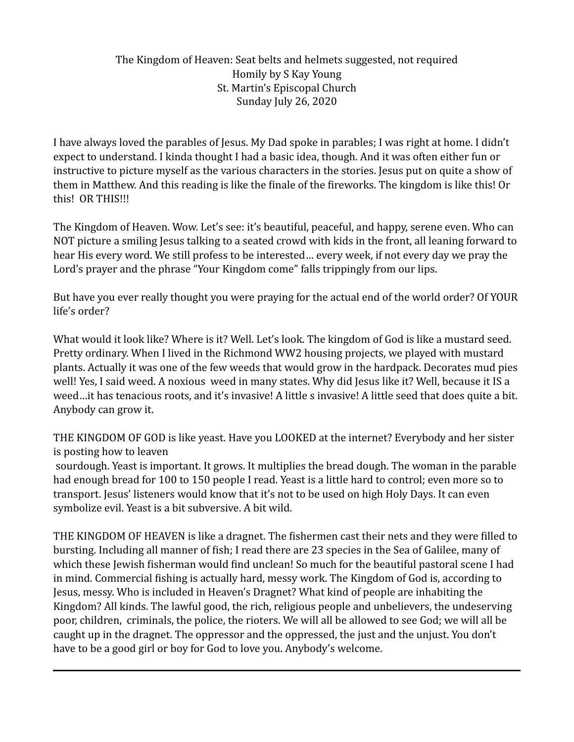# The Kingdom of Heaven: Seat belts and helmets suggested, not required

Homily by S Kay Young
St. Martin's Episcopal Church
Sunday July 26, 2020

I have always loved the parables of Jesus. My Dad spoke in parables; I was right at home. I didn't expect to understand. I kinda thought I had a basic idea, though. And it was often either fun or instructive to picture myself as the various characters in the stories. Jesus put on quite a show of them in Matthew. And this reading is like the finale of the fireworks. The kingdom is like this! Or this! OR THIS!!!

The Kingdom of Heaven. Wow. Let's see: it's beautiful, peaceful, and happy, serene even. Who can NOT picture a smiling Jesus talking to a seated crowd with kids in the front, all leaning forward to hear His every word. We still profess to be interested… every week, if not every day we pray the Lord's prayer and the phrase "Your Kingdom come" falls trippingly from our lips.

But have you ever really thought you were praying for the actual end of the world order? Of YOUR life's order?

What would it look like? Where is it? Well. Let's look. The kingdom of God is like a mustard seed. Pretty ordinary. When I lived in the Richmond WW2 housing projects, we played with mustard plants. Actually it was one of the few weeds that would grow in the hardpack. Decorates mud pies well! Yes, I said weed. A noxious weed in many states. Why did Jesus like it? Well, because it IS a weed…it has tenacious roots, and it's invasive! A little s invasive! A little seed that does quite a bit. Anybody can grow it.

THE KINGDOM OF GOD is like yeast. Have you LOOKED at the internet? Everybody and her sister is posting how to leaven sourdough. Yeast is important. It grows. It multiplies the bread dough. The woman in the parable had enough bread for 100 to 150 people I read. Yeast is a little hard to control; even more so to transport. Jesus' listeners would know that it's not to be used on high Holy Days. It can even symbolize evil. Yeast is a bit subversive. A bit wild.

THE KINGDOM OF HEAVEN is like a dragnet. The fishermen cast their nets and they were filled to bursting. Including all manner of fish; I read there are 23 species in the Sea of Galilee, many of which these Jewish fisherman would find unclean! So much for the beautiful pastoral scene I had in mind. Commercial fishing is actually hard, messy work. The Kingdom of God is, according to Jesus, messy. Who is included in Heaven's Dragnet? What kind of people are inhabiting the Kingdom? All kinds. The lawful good, the rich, religious people and unbelievers, the undeserving poor, children, criminals, the police, the rioters. We will all be allowed to see God; we will all be caught up in the dragnet. The oppressor and the oppressed, the just and the unjust. You don't have to be a good girl or boy for God to love you. Anybody's welcome.

---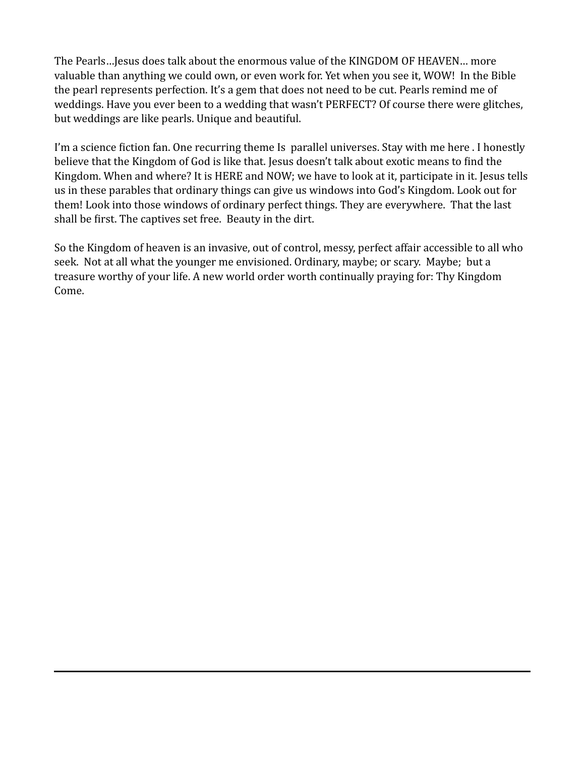The Pearls…Jesus does talk about the enormous value of the KINGDOM OF HEAVEN… more valuable than anything we could own, or even work for. Yet when you see it, WOW!  In the Bible the pearl represents perfection. It's a gem that does not need to be cut. Pearls remind me of weddings. Have you ever been to a wedding that wasn't PERFECT? Of course there were glitches, but weddings are like pearls. Unique and beautiful.

I'm a science fiction fan. One recurring theme Is  parallel universes. Stay with me here . I honestly believe that the Kingdom of God is like that. Jesus doesn't talk about exotic means to find the Kingdom. When and where? It is HERE and NOW; we have to look at it, participate in it. Jesus tells us in these parables that ordinary things can give us windows into God's Kingdom. Look out for them! Look into those windows of ordinary perfect things. They are everywhere.  That the last shall be first. The captives set free.  Beauty in the dirt.

So the Kingdom of heaven is an invasive, out of control, messy, perfect affair accessible to all who seek.  Not at all what the younger me envisioned. Ordinary, maybe; or scary.  Maybe;  but a treasure worthy of your life. A new world order worth continually praying for: Thy Kingdom Come.